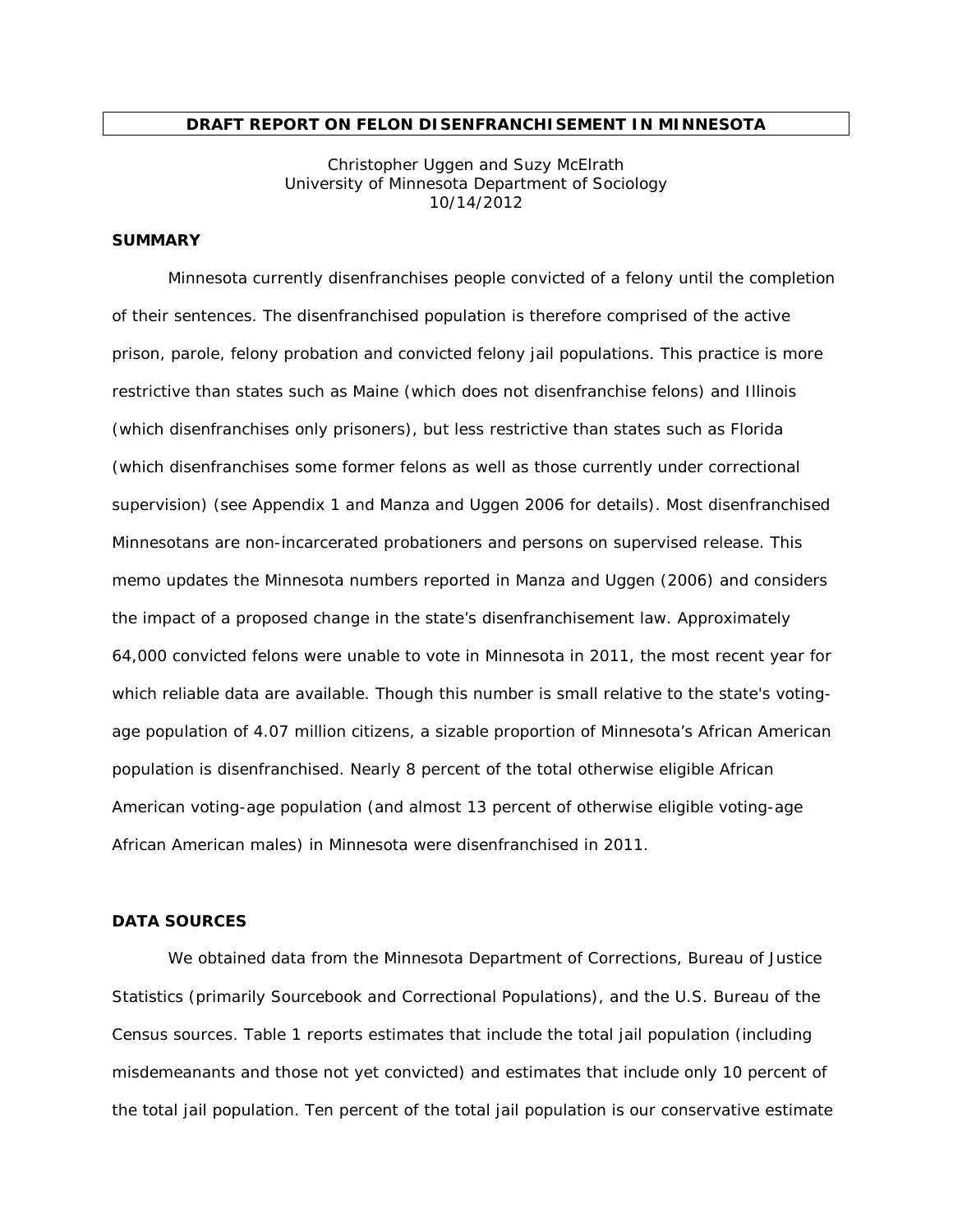# DRAFT REPORT ON FELON DISENFRANCHISEMENT IN MINNESOTA

Christopher Uggen and Suzy McElrath
University of Minnesota Department of Sociology
10/14/2012

## SUMMARY

Minnesota currently disenfranchises people convicted of a felony until the completion of their sentences. The disenfranchised population is therefore comprised of the active prison, parole, felony probation and convicted felony jail populations. This practice is more restrictive than states such as Maine (which does not disenfranchise felons) and Illinois (which disenfranchises only prisoners), but less restrictive than states such as Florida (which disenfranchises some former felons as well as those currently under correctional supervision) (see Appendix 1 and Manza and Uggen 2006 for details). Most disenfranchised Minnesotans are non-incarcerated probationers and persons on supervised release. This memo updates the Minnesota numbers reported in Manza and Uggen (2006) and considers the impact of a proposed change in the state's disenfranchisement law. Approximately 64,000 convicted felons were unable to vote in Minnesota in 2011, the most recent year for which reliable data are available. Though this number is small relative to the state's voting-age population of 4.07 million citizens, a sizable proportion of Minnesota's African American population is disenfranchised. Nearly 8 percent of the total otherwise eligible African American voting-age population (and almost 13 percent of otherwise eligible voting-age African American males) in Minnesota were disenfranchised in 2011.

## DATA SOURCES

We obtained data from the Minnesota Department of Corrections, Bureau of Justice Statistics (primarily Sourcebook and Correctional Populations), and the U.S. Bureau of the Census sources. Table 1 reports estimates that include the total jail population (including misdemeanants and those not yet convicted) and estimates that include only 10 percent of the total jail population. Ten percent of the total jail population is our conservative estimate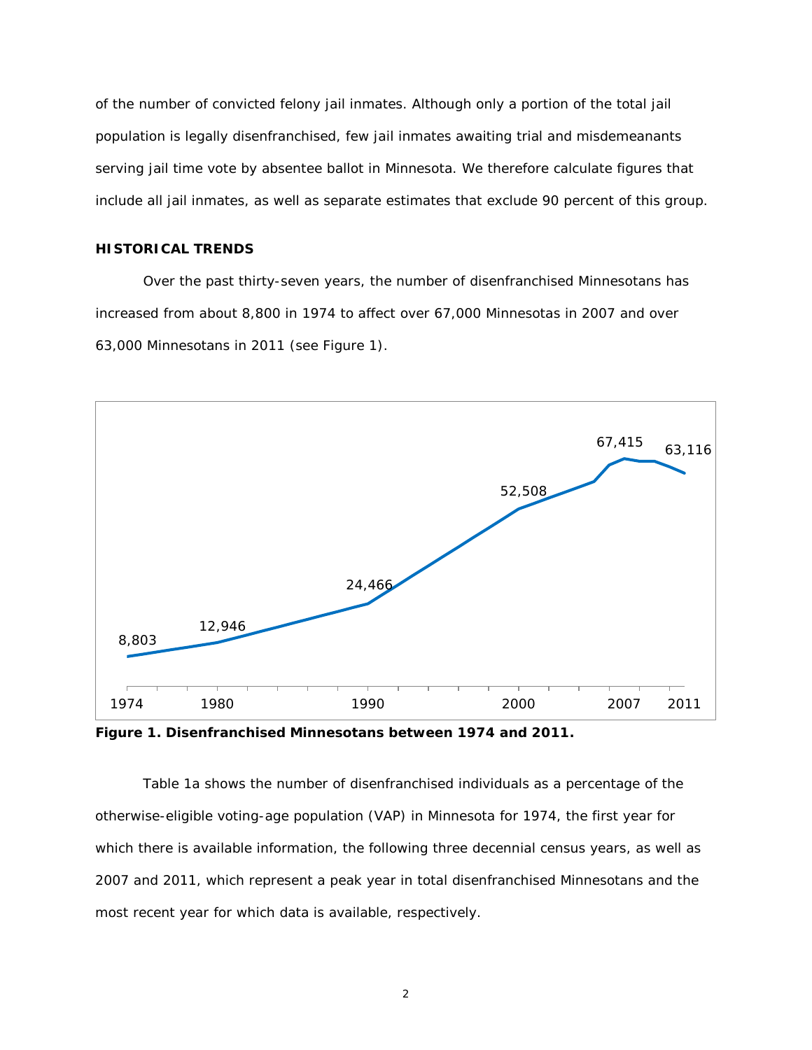of the number of convicted felony jail inmates. Although only a portion of the total jail population is legally disenfranchised, few jail inmates awaiting trial and misdemeanants serving jail time vote by absentee ballot in Minnesota. We therefore calculate figures that include all jail inmates, as well as separate estimates that exclude 90 percent of this group.

### HISTORICAL TRENDS

Over the past thirty-seven years, the number of disenfranchised Minnesotans has increased from about 8,800 in 1974 to affect over 67,000 Minnesotas in 2007 and over 63,000 Minnesotans in 2011 (see Figure 1).

**Figure 1. Disenfranchised Minnesotans between 1974 and 2011.**

Table 1a shows the number of disenfranchised individuals as a percentage of the otherwise-eligible voting-age population (VAP) in Minnesota for 1974, the first year for which there is available information, the following three decennial census years, as well as 2007 and 2011, which represent a peak year in total disenfranchised Minnesotans and the most recent year for which data is available, respectively.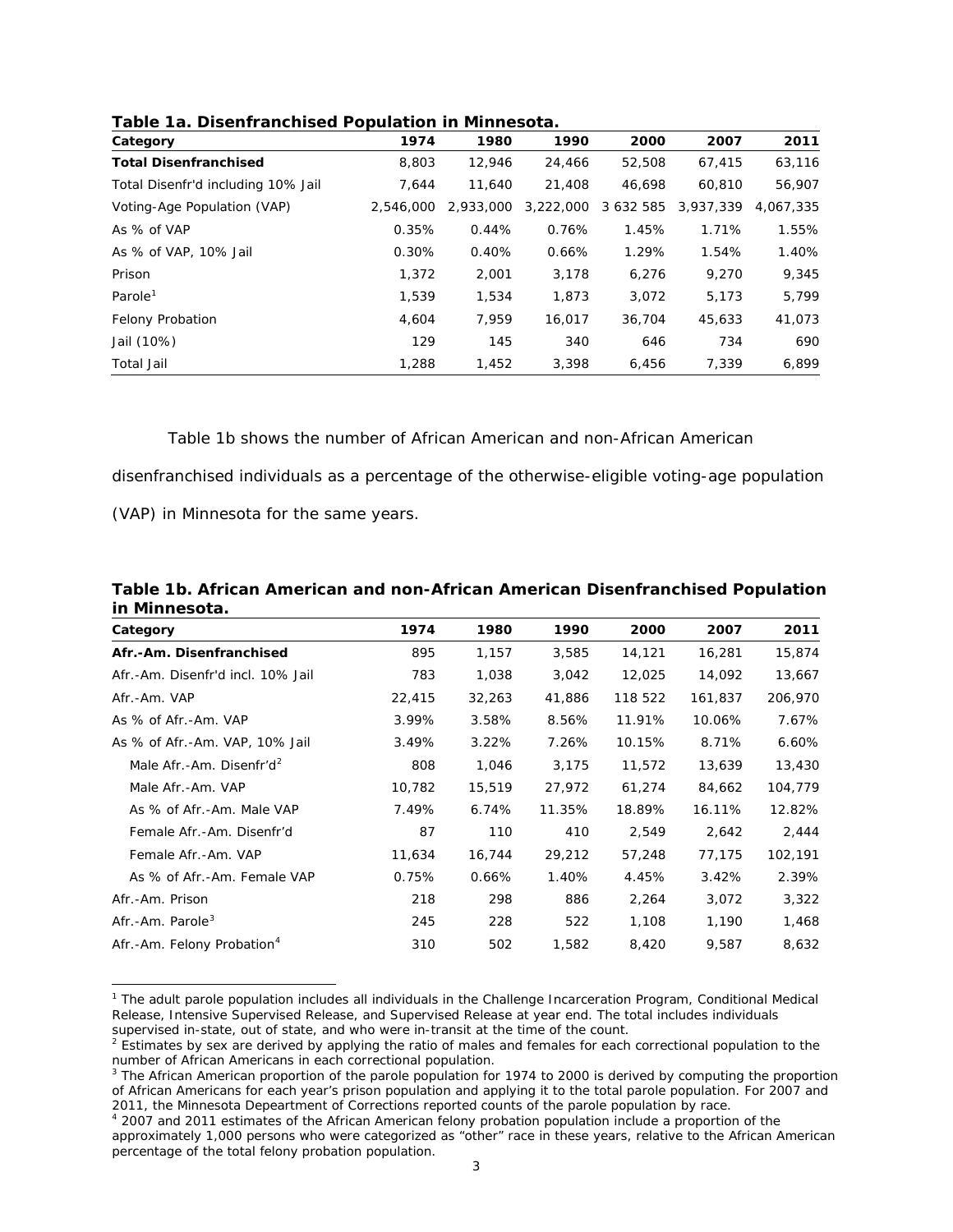**Table 1a. Disenfranchised Population in Minnesota.**

| Category | 1974 | 1980 | 1990 | 2000 | 2007 | 2011 |
|---|---|---|---|---|---|---|
| **Total Disenfranchised** | 8,803 | 12,946 | 24,466 | 52,508 | 67,415 | 63,116 |
| Total Disenfr'd including 10% Jail | 7,644 | 11,640 | 21,408 | 46,698 | 60,810 | 56,907 |
| Voting-Age Population (VAP) | 2,546,000 | 2,933,000 | 3,222,000 | 3 632 585 | 3,937,339 | 4,067,335 |
| As % of VAP | 0.35% | 0.44% | 0.76% | 1.45% | 1.71% | 1.55% |
| As % of VAP, 10% Jail | 0.30% | 0.40% | 0.66% | 1.29% | 1.54% | 1.40% |
| Prison | 1,372 | 2,001 | 3,178 | 6,276 | 9,270 | 9,345 |
| Parole[1] | 1,539 | 1,534 | 1,873 | 3,072 | 5,173 | 5,799 |
| Felony Probation | 4,604 | 7,959 | 16,017 | 36,704 | 45,633 | 41,073 |
| Jail (10%) | 129 | 145 | 340 | 646 | 734 | 690 |
| Total Jail | 1,288 | 1,452 | 3,398 | 6,456 | 7,339 | 6,899 |

Table 1b shows the number of African American and non-African American disenfranchised individuals as a percentage of the otherwise-eligible voting-age population (VAP) in Minnesota for the same years.

**Table 1b. African American and non-African American Disenfranchised Population in Minnesota.**

| Category | 1974 | 1980 | 1990 | 2000 | 2007 | 2011 |
|---|---|---|---|---|---|---|
| **Afr.-Am. Disenfranchised** | 895 | 1,157 | 3,585 | 14,121 | 16,281 | 15,874 |
| Afr.-Am. Disenfr'd incl. 10% Jail | 783 | 1,038 | 3,042 | 12,025 | 14,092 | 13,667 |
| Afr.-Am. VAP | 22,415 | 32,263 | 41,886 | 118 522 | 161,837 | 206,970 |
| As % of Afr.-Am. VAP | 3.99% | 3.58% | 8.56% | 11.91% | 10.06% | 7.67% |
| As % of Afr.-Am. VAP, 10% Jail | 3.49% | 3.22% | 7.26% | 10.15% | 8.71% | 6.60% |
| Male Afr.-Am. Disenfr'd[2] | 808 | 1,046 | 3,175 | 11,572 | 13,639 | 13,430 |
| Male Afr.-Am. VAP | 10,782 | 15,519 | 27,972 | 61,274 | 84,662 | 104,779 |
| As % of Afr.-Am. Male VAP | 7.49% | 6.74% | 11.35% | 18.89% | 16.11% | 12.82% |
| Female Afr.-Am. Disenfr'd | 87 | 110 | 410 | 2,549 | 2,642 | 2,444 |
| Female Afr.-Am. VAP | 11,634 | 16,744 | 29,212 | 57,248 | 77,175 | 102,191 |
| As % of Afr.-Am. Female VAP | 0.75% | 0.66% | 1.40% | 4.45% | 3.42% | 2.39% |
| Afr.-Am. Prison | 218 | 298 | 886 | 2,264 | 3,072 | 3,322 |
| Afr.-Am. Parole[3] | 245 | 228 | 522 | 1,108 | 1,190 | 1,468 |
| Afr.-Am. Felony Probation[4] | 310 | 502 | 1,582 | 8,420 | 9,587 | 8,632 |

[1] The adult parole population includes all individuals in the Challenge Incarceration Program, Conditional Medical Release, Intensive Supervised Release, and Supervised Release at year end. The total includes individuals supervised in-state, out of state, and who were in-transit at the time of the count.

[2] Estimates by sex are derived by applying the ratio of males and females for each correctional population to the number of African Americans in each correctional population.

[3] The African American proportion of the parole population for 1974 to 2000 is derived by computing the proportion of African Americans for each year's prison population and applying it to the total parole population. For 2007 and 2011, the Minnesota Depeartment of Corrections reported counts of the parole population by race.

[4] 2007 and 2011 estimates of the African American felony probation population include a proportion of the approximately 1,000 persons who were categorized as "other" race in these years, relative to the African American percentage of the total felony probation population.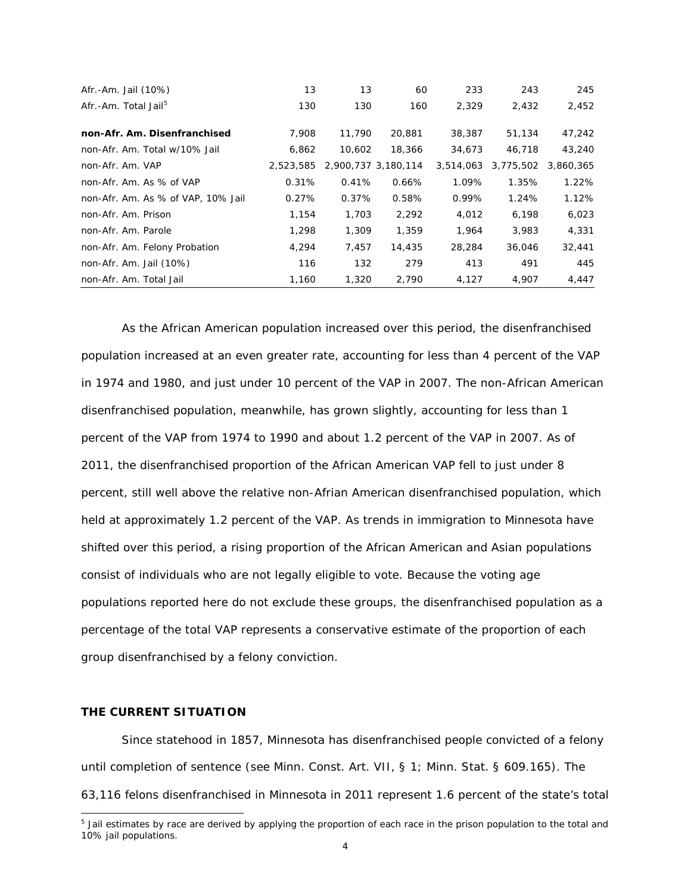| | | | | | | |
|---|---|---|---|---|---|---|
| Afr.-Am. Jail (10%) | 13 | 13 | 60 | 233 | 243 | 245 |
| Afr.-Am. Total Jail[5] | 130 | 130 | 160 | 2,329 | 2,432 | 2,452 |
| **non-Afr. Am. Disenfranchised** | 7,908 | 11,790 | 20,881 | 38,387 | 51,134 | 47,242 |
| non-Afr. Am. Total w/10% Jail | 6,862 | 10,602 | 18,366 | 34,673 | 46,718 | 43,240 |
| non-Afr. Am. VAP | 2,523,585 | 2,900,737 | 3,180,114 | 3,514,063 | 3,775,502 | 3,860,365 |
| non-Afr. Am. As % of VAP | 0.31% | 0.41% | 0.66% | 1.09% | 1.35% | 1.22% |
| non-Afr. Am. As % of VAP, 10% Jail | 0.27% | 0.37% | 0.58% | 0.99% | 1.24% | 1.12% |
| non-Afr. Am. Prison | 1,154 | 1,703 | 2,292 | 4,012 | 6,198 | 6,023 |
| non-Afr. Am. Parole | 1,298 | 1,309 | 1,359 | 1,964 | 3,983 | 4,331 |
| non-Afr. Am. Felony Probation | 4,294 | 7,457 | 14,435 | 28,284 | 36,046 | 32,441 |
| non-Afr. Am. Jail (10%) | 116 | 132 | 279 | 413 | 491 | 445 |
| non-Afr. Am. Total Jail | 1,160 | 1,320 | 2,790 | 4,127 | 4,907 | 4,447 |

As the African American population increased over this period, the disenfranchised population increased at an even greater rate, accounting for less than 4 percent of the VAP in 1974 and 1980, and just under 10 percent of the VAP in 2007. The non-African American disenfranchised population, meanwhile, has grown slightly, accounting for less than 1 percent of the VAP from 1974 to 1990 and about 1.2 percent of the VAP in 2007. As of 2011, the disenfranchised proportion of the African American VAP fell to just under 8 percent, still well above the relative non-Afrian American disenfranchised population, which held at approximately 1.2 percent of the VAP. As trends in immigration to Minnesota have shifted over this period, a rising proportion of the African American and Asian populations consist of individuals who are not legally eligible to vote. Because the voting age populations reported here do not exclude these groups, the disenfranchised population as a percentage of the total VAP represents a conservative estimate of the proportion of each group disenfranchised by a felony conviction.

## THE CURRENT SITUATION

Since statehood in 1857, Minnesota has disenfranchised people convicted of a felony until completion of sentence (see Minn. Const. Art. VII, § 1; Minn. Stat. § 609.165). The 63,116 felons disenfranchised in Minnesota in 2011 represent 1.6 percent of the state's total

[5] Jail estimates by race are derived by applying the proportion of each race in the prison population to the total and 10% jail populations.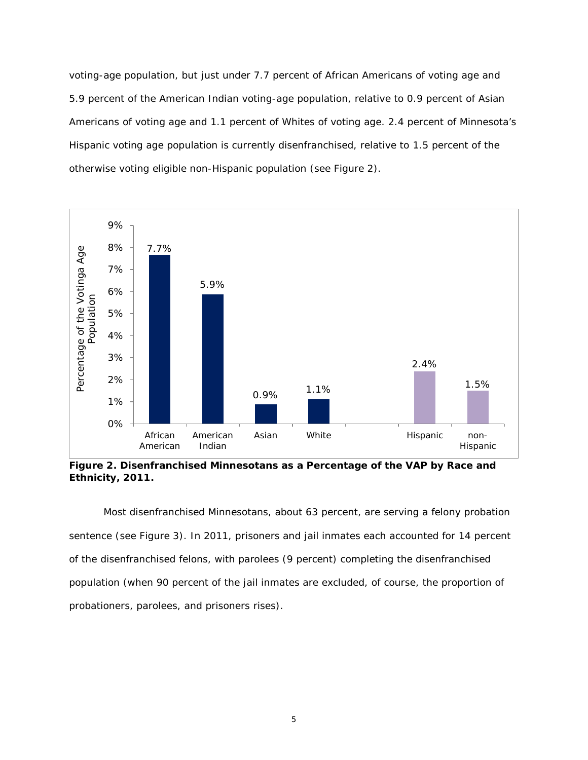voting-age population, but just under 7.7 percent of African Americans of voting age and 5.9 percent of the American Indian voting-age population, relative to 0.9 percent of Asian Americans of voting age and 1.1 percent of Whites of voting age. 2.4 percent of Minnesota's Hispanic voting age population is currently disenfranchised, relative to 1.5 percent of the otherwise voting eligible non-Hispanic population (see Figure 2).

| | African American | American Indian | Asian | White | Hispanic | non-Hispanic |
|---|---|---|---|---|---|---|
| Percentage of the Votinga Age Population | 7.7% | 5.9% | 0.9% | 1.1% | 2.4% | 1.5% |

**Figure 2. Disenfranchised Minnesotans as a Percentage of the VAP by Race and Ethnicity, 2011.**

Most disenfranchised Minnesotans, about 63 percent, are serving a felony probation sentence (see Figure 3). In 2011, prisoners and jail inmates each accounted for 14 percent of the disenfranchised felons, with parolees (9 percent) completing the disenfranchised population (when 90 percent of the jail inmates are excluded, of course, the proportion of probationers, parolees, and prisoners rises).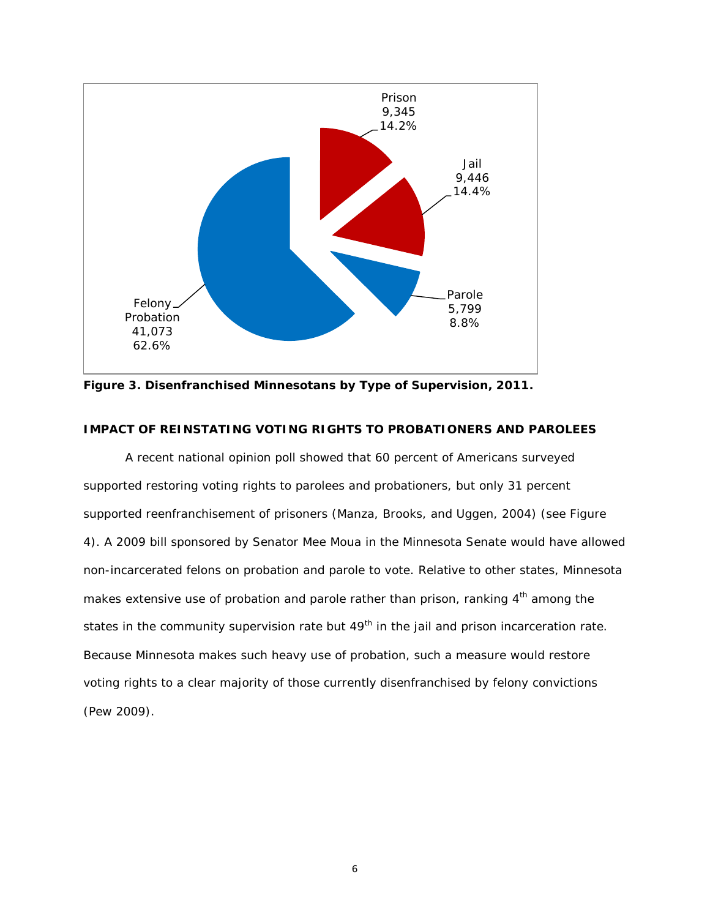Prison
9,345
14.2%

Jail
9,446
14.4%

Parole
5,799
8.8%

Felony
Probation
41,073
62.6%

**Figure 3. Disenfranchised Minnesotans by Type of Supervision, 2011.**

**IMPACT OF REINSTATING VOTING RIGHTS TO PROBATIONERS AND PAROLEES**

A recent national opinion poll showed that 60 percent of Americans surveyed supported restoring voting rights to parolees and probationers, but only 31 percent supported reenfranchisement of prisoners (Manza, Brooks, and Uggen, 2004) (see Figure 4). A 2009 bill sponsored by Senator Mee Moua in the Minnesota Senate would have allowed non-incarcerated felons on probation and parole to vote. Relative to other states, Minnesota makes extensive use of probation and parole rather than prison, ranking 4th among the states in the community supervision rate but 49th in the jail and prison incarceration rate. Because Minnesota makes such heavy use of probation, such a measure would restore voting rights to a clear majority of those currently disenfranchised by felony convictions (Pew 2009).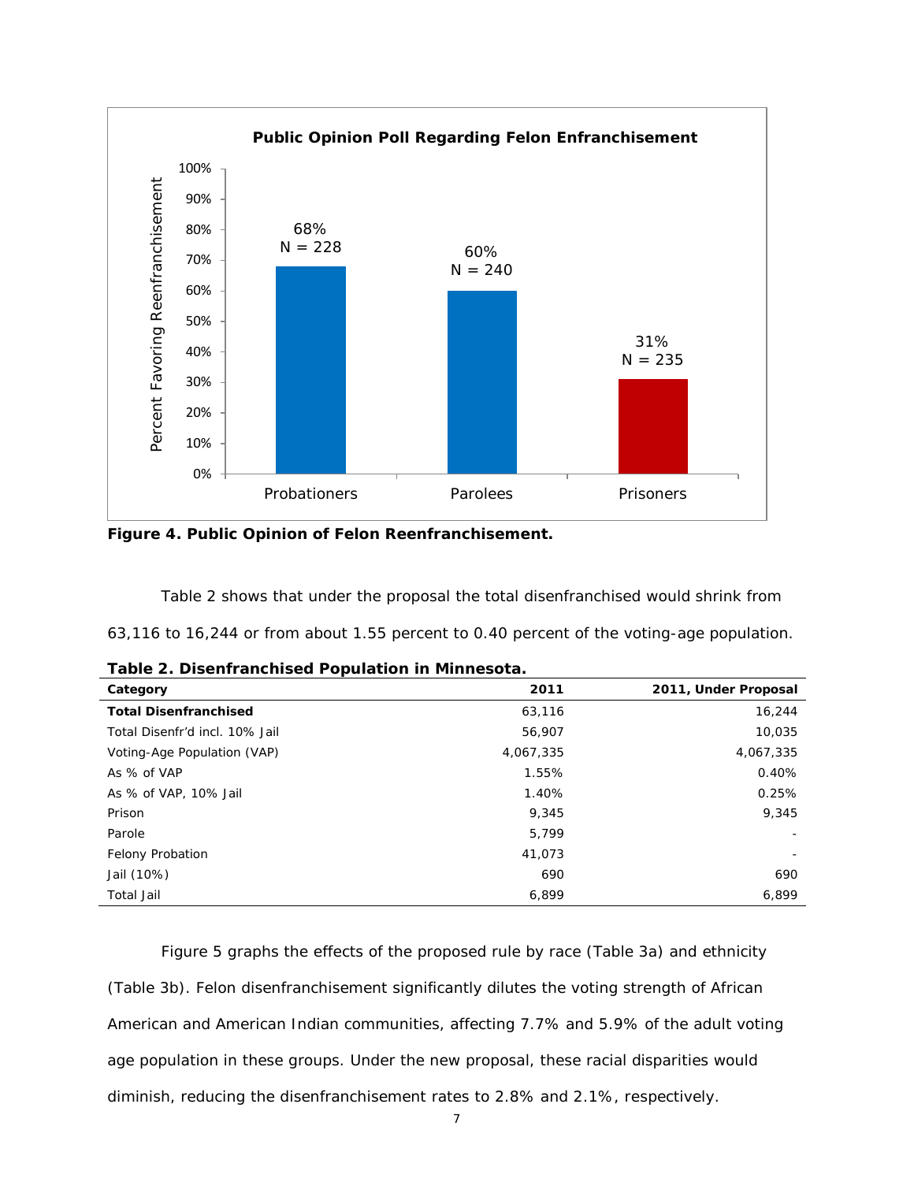**Public Opinion Poll Regarding Felon Enfranchisement**

| | Probationers | Parolees | Prisoners |
|---|---|---|---|
| Percent Favoring Reenfranchisement | 68% (N = 228) | 60% (N = 240) | 31% (N = 235) |

**Figure 4. Public Opinion of Felon Reenfranchisement.**

Table 2 shows that under the proposal the total disenfranchised would shrink from 63,116 to 16,244 or from about 1.55 percent to 0.40 percent of the voting-age population.

**Table 2. Disenfranchised Population in Minnesota.**

| Category | 2011 | 2011, Under Proposal |
|---|---|---|
| **Total Disenfranchised** | 63,116 | 16,244 |
| Total Disenfr'd incl. 10% Jail | 56,907 | 10,035 |
| Voting-Age Population (VAP) | 4,067,335 | 4,067,335 |
| As % of VAP | 1.55% | 0.40% |
| As % of VAP, 10% Jail | 1.40% | 0.25% |
| Prison | 9,345 | 9,345 |
| Parole | 5,799 | - |
| Felony Probation | 41,073 | - |
| Jail (10%) | 690 | 690 |
| Total Jail | 6,899 | 6,899 |

Figure 5 graphs the effects of the proposed rule by race (Table 3a) and ethnicity (Table 3b). Felon disenfranchisement significantly dilutes the voting strength of African American and American Indian communities, affecting 7.7% and 5.9% of the adult voting age population in these groups. Under the new proposal, these racial disparities would diminish, reducing the disenfranchisement rates to 2.8% and 2.1%, respectively.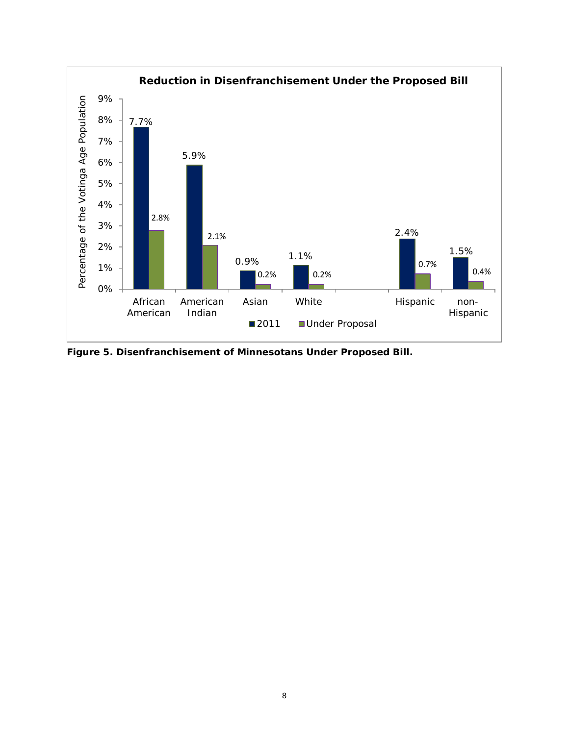**Reduction in Disenfranchisement Under the Proposed Bill**

Percentage of the Votinga Age Population

| | 2011 | Under Proposal |
|---|---|---|
| African American | 7.7% | 2.8% |
| American Indian | 5.9% | 2.1% |
| Asian | 0.9% | 0.2% |
| White | 1.1% | 0.2% |
| Hispanic | 2.4% | 0.7% |
| non-Hispanic | 1.5% | 0.4% |

**Figure 5. Disenfranchisement of Minnesotans Under Proposed Bill.**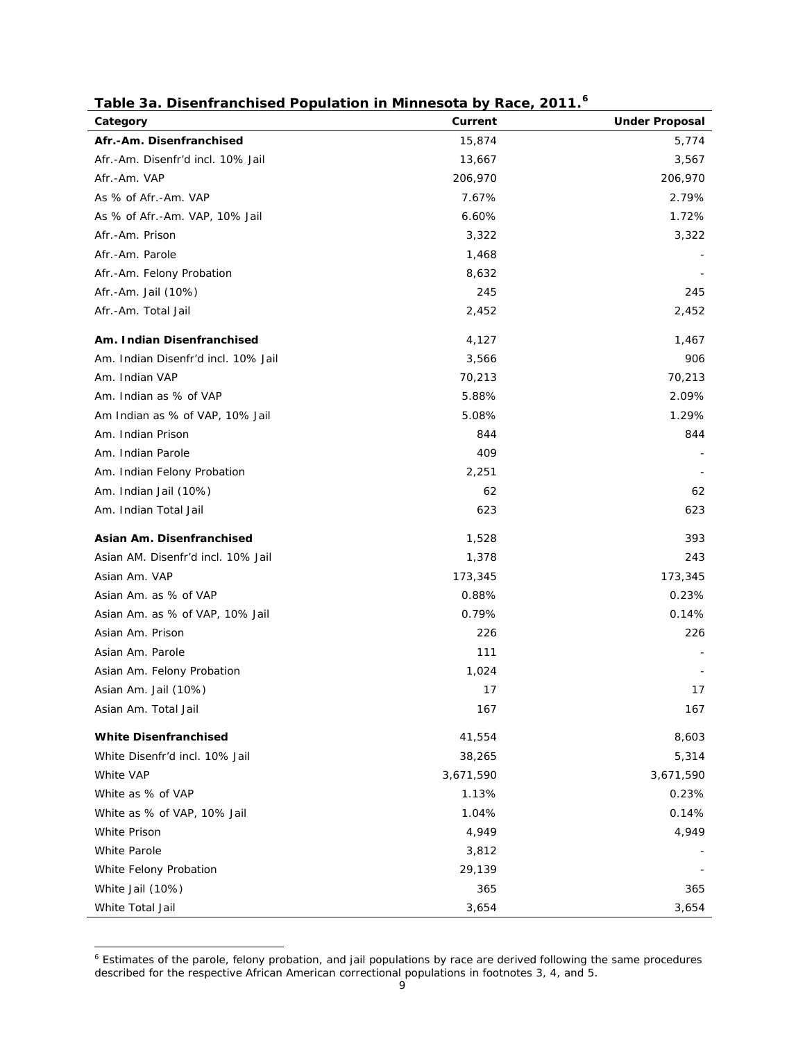**Table 3a. Disenfranchised Population in Minnesota by Race, 2011.[6]**

| Category | Current | Under Proposal |
|---|---|---|
| **Afr.-Am. Disenfranchised** | 15,874 | 5,774 |
| Afr.-Am. Disenfr'd incl. 10% Jail | 13,667 | 3,567 |
| Afr.-Am. VAP | 206,970 | 206,970 |
| As % of Afr.-Am. VAP | 7.67% | 2.79% |
| As % of Afr.-Am. VAP, 10% Jail | 6.60% | 1.72% |
| Afr.-Am. Prison | 3,322 | 3,322 |
| Afr.-Am. Parole | 1,468 | - |
| Afr.-Am. Felony Probation | 8,632 | - |
| Afr.-Am. Jail (10%) | 245 | 245 |
| Afr.-Am. Total Jail | 2,452 | 2,452 |
| **Am. Indian Disenfranchised** | 4,127 | 1,467 |
| Am. Indian Disenfr'd incl. 10% Jail | 3,566 | 906 |
| Am. Indian VAP | 70,213 | 70,213 |
| Am. Indian as % of VAP | 5.88% | 2.09% |
| Am Indian as % of VAP, 10% Jail | 5.08% | 1.29% |
| Am. Indian Prison | 844 | 844 |
| Am. Indian Parole | 409 | - |
| Am. Indian Felony Probation | 2,251 | - |
| Am. Indian Jail (10%) | 62 | 62 |
| Am. Indian Total Jail | 623 | 623 |
| **Asian Am. Disenfranchised** | 1,528 | 393 |
| Asian AM. Disenfr'd incl. 10% Jail | 1,378 | 243 |
| Asian Am. VAP | 173,345 | 173,345 |
| Asian Am. as % of VAP | 0.88% | 0.23% |
| Asian Am. as % of VAP, 10% Jail | 0.79% | 0.14% |
| Asian Am. Prison | 226 | 226 |
| Asian Am. Parole | 111 | - |
| Asian Am. Felony Probation | 1,024 | - |
| Asian Am. Jail (10%) | 17 | 17 |
| Asian Am. Total Jail | 167 | 167 |
| **White Disenfranchised** | 41,554 | 8,603 |
| White Disenfr'd incl. 10% Jail | 38,265 | 5,314 |
| White VAP | 3,671,590 | 3,671,590 |
| White as % of VAP | 1.13% | 0.23% |
| White as % of VAP, 10% Jail | 1.04% | 0.14% |
| White Prison | 4,949 | 4,949 |
| White Parole | 3,812 | - |
| White Felony Probation | 29,139 | - |
| White Jail (10%) | 365 | 365 |
| White Total Jail | 3,654 | 3,654 |

[6] Estimates of the parole, felony probation, and jail populations by race are derived following the same procedures described for the respective African American correctional populations in footnotes 3, 4, and 5.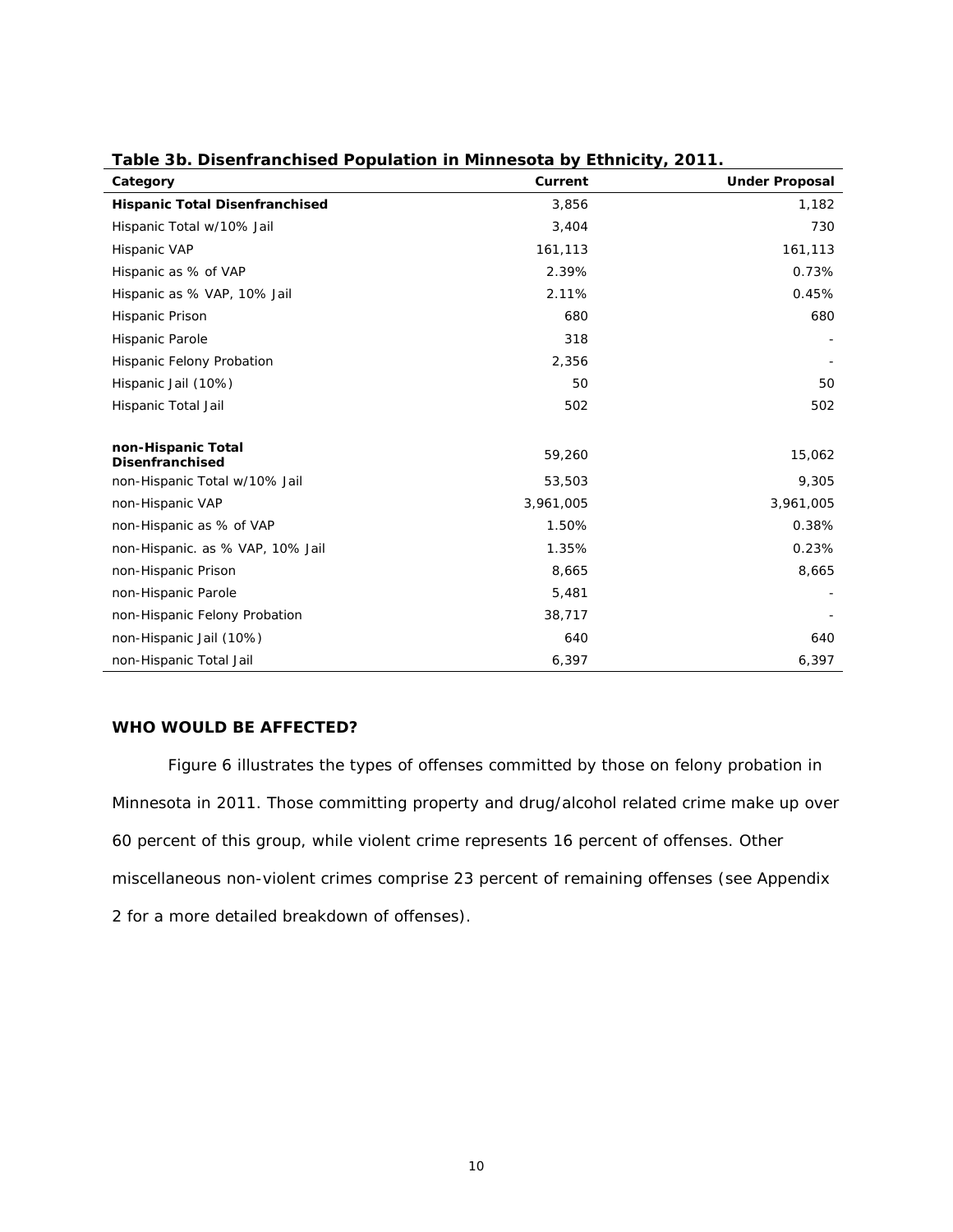**Table 3b. Disenfranchised Population in Minnesota by Ethnicity, 2011.**

| Category | Current | Under Proposal |
|---|---|---|
| **Hispanic Total Disenfranchised** | 3,856 | 1,182 |
| Hispanic Total w/10% Jail | 3,404 | 730 |
| Hispanic VAP | 161,113 | 161,113 |
| Hispanic as % of VAP | 2.39% | 0.73% |
| Hispanic as % VAP, 10% Jail | 2.11% | 0.45% |
| Hispanic Prison | 680 | 680 |
| Hispanic Parole | 318 | - |
| Hispanic Felony Probation | 2,356 | - |
| Hispanic Jail (10%) | 50 | 50 |
| Hispanic Total Jail | 502 | 502 |
| **non-Hispanic Total Disenfranchised** | 59,260 | 15,062 |
| non-Hispanic Total w/10% Jail | 53,503 | 9,305 |
| non-Hispanic VAP | 3,961,005 | 3,961,005 |
| non-Hispanic as % of VAP | 1.50% | 0.38% |
| non-Hispanic. as % VAP, 10% Jail | 1.35% | 0.23% |
| non-Hispanic Prison | 8,665 | 8,665 |
| non-Hispanic Parole | 5,481 | - |
| non-Hispanic Felony Probation | 38,717 | - |
| non-Hispanic Jail (10%) | 640 | 640 |
| non-Hispanic Total Jail | 6,397 | 6,397 |

## WHO WOULD BE AFFECTED?

Figure 6 illustrates the types of offenses committed by those on felony probation in Minnesota in 2011. Those committing property and drug/alcohol related crime make up over 60 percent of this group, while violent crime represents 16 percent of offenses. Other miscellaneous non-violent crimes comprise 23 percent of remaining offenses (see Appendix 2 for a more detailed breakdown of offenses).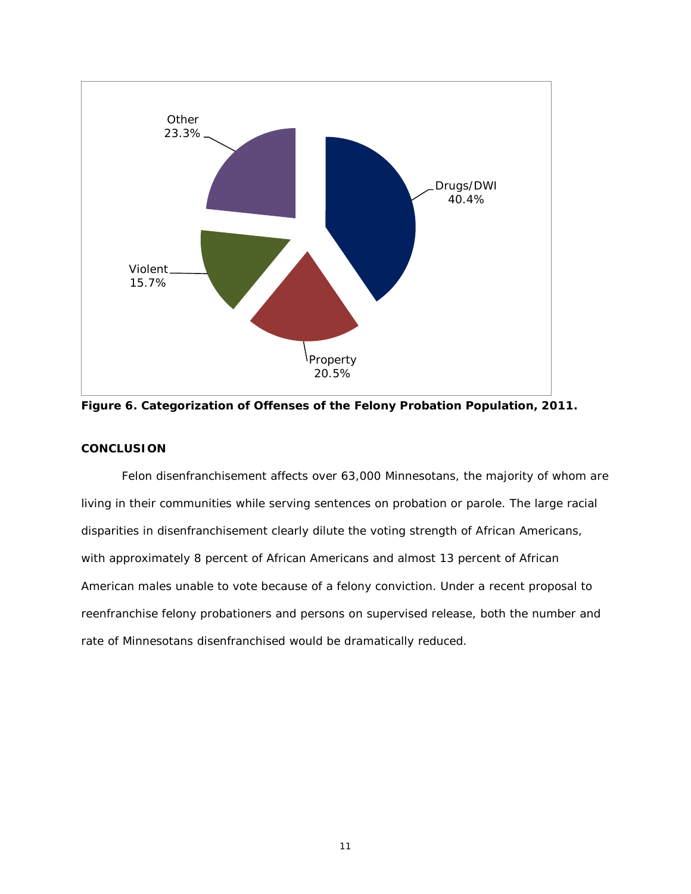Other
23.3%

Drugs/DWI
40.4%

Violent
15.7%

Property
20.5%

**Figure 6. Categorization of Offenses of the Felony Probation Population, 2011.**

**CONCLUSION**

Felon disenfranchisement affects over 63,000 Minnesotans, the majority of whom are living in their communities while serving sentences on probation or parole. The large racial disparities in disenfranchisement clearly dilute the voting strength of African Americans, with approximately 8 percent of African Americans and almost 13 percent of African American males unable to vote because of a felony conviction. Under a recent proposal to reenfranchise felony probationers and persons on supervised release, both the number and rate of Minnesotans disenfranchised would be dramatically reduced.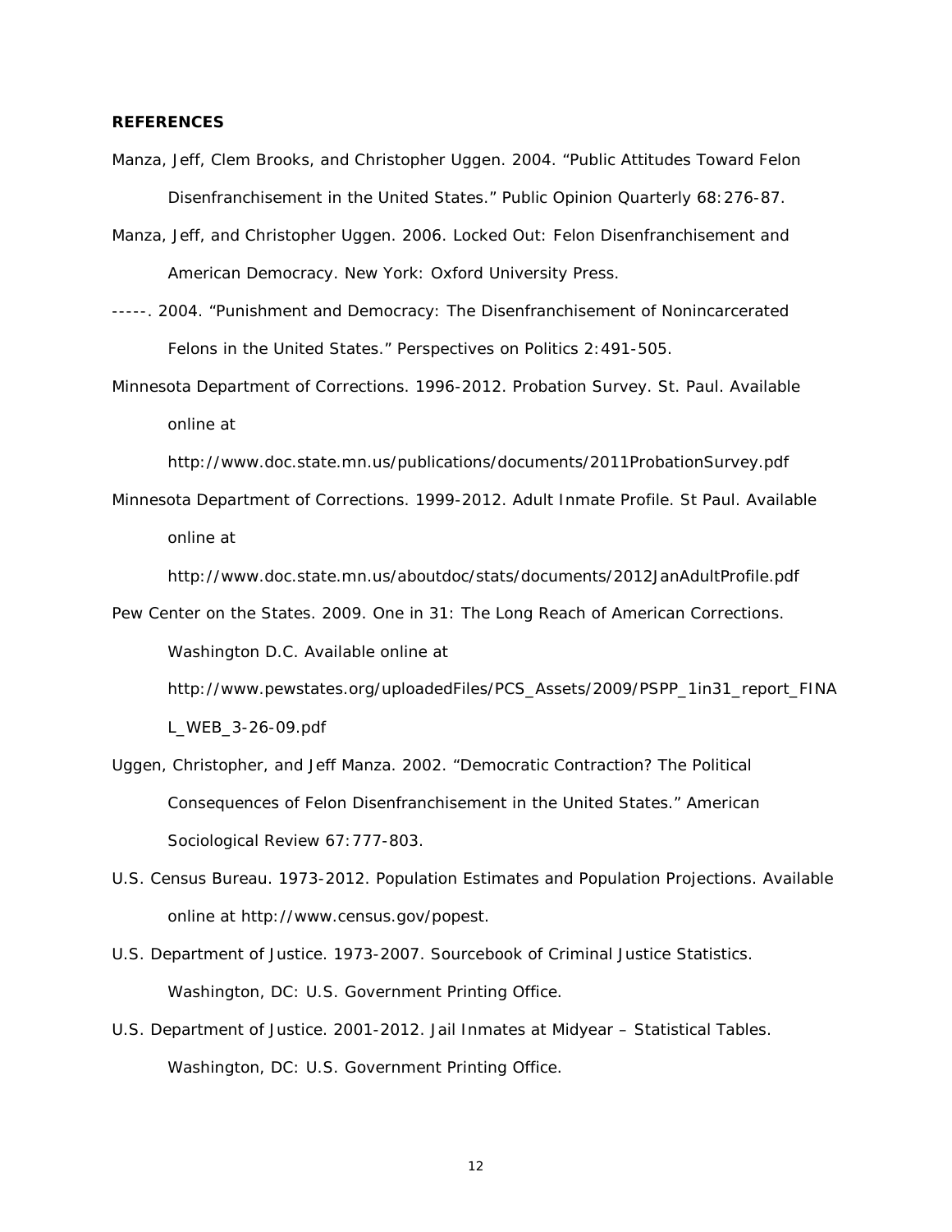**REFERENCES**

Manza, Jeff, Clem Brooks, and Christopher Uggen. 2004. "Public Attitudes Toward Felon Disenfranchisement in the United States." Public Opinion Quarterly 68:276-87.

Manza, Jeff, and Christopher Uggen. 2006. Locked Out: Felon Disenfranchisement and American Democracy. New York: Oxford University Press.

-----. 2004. "Punishment and Democracy: The Disenfranchisement of Nonincarcerated Felons in the United States." Perspectives on Politics 2:491-505.

Minnesota Department of Corrections. 1996-2012. Probation Survey. St. Paul. Available online at http://www.doc.state.mn.us/publications/documents/2011ProbationSurvey.pdf

Minnesota Department of Corrections. 1999-2012. Adult Inmate Profile. St Paul. Available online at http://www.doc.state.mn.us/aboutdoc/stats/documents/2012JanAdultProfile.pdf

Pew Center on the States. 2009. One in 31: The Long Reach of American Corrections. Washington D.C. Available online at http://www.pewstates.org/uploadedFiles/PCS_Assets/2009/PSPP_1in31_report_FINAL_WEB_3-26-09.pdf

Uggen, Christopher, and Jeff Manza. 2002. "Democratic Contraction? The Political Consequences of Felon Disenfranchisement in the United States." American Sociological Review 67:777-803.

U.S. Census Bureau. 1973-2012. Population Estimates and Population Projections. Available online at http://www.census.gov/popest.

U.S. Department of Justice. 1973-2007. Sourcebook of Criminal Justice Statistics. Washington, DC: U.S. Government Printing Office.

U.S. Department of Justice. 2001-2012. Jail Inmates at Midyear – Statistical Tables. Washington, DC: U.S. Government Printing Office.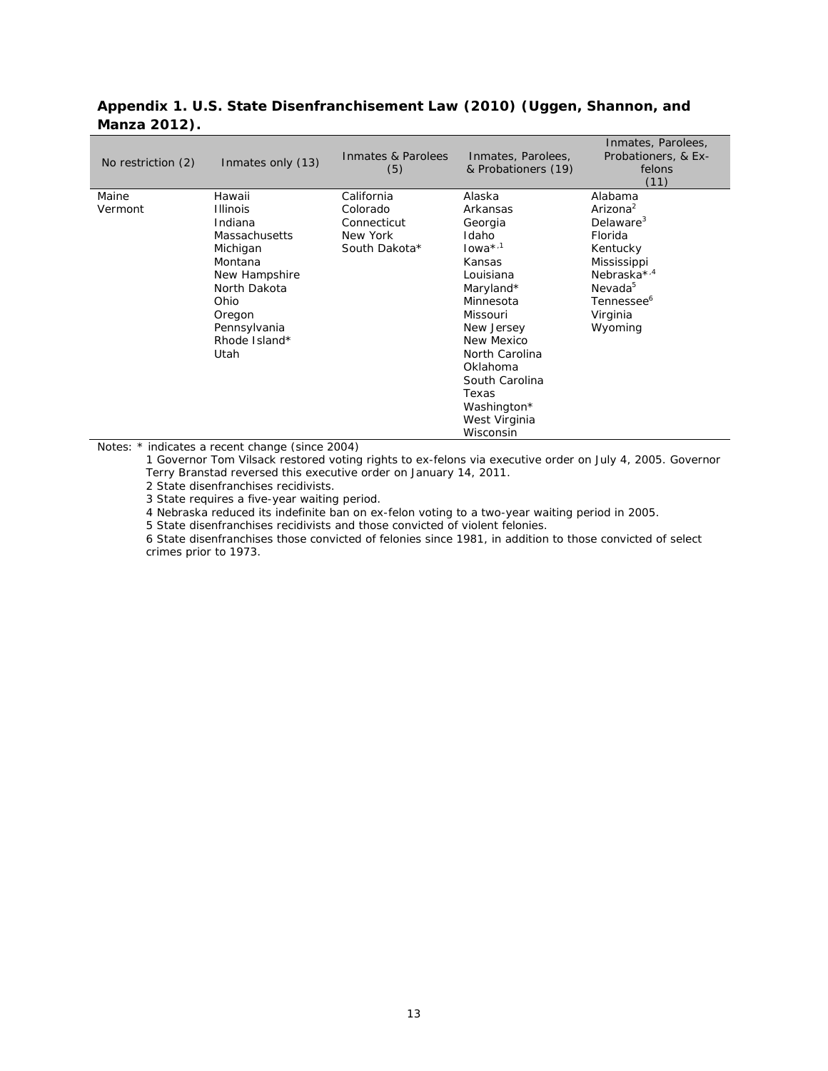**Appendix 1. U.S. State Disenfranchisement Law (2010) (Uggen, Shannon, and Manza 2012).**

| No restriction (2) | Inmates only (13) | Inmates & Parolees (5) | Inmates, Parolees, & Probationers (19) | Inmates, Parolees, Probationers, & Ex-felons (11) |
|---|---|---|---|---|
| Maine | Hawaii | California | Alaska | Alabama |
| Vermont | Illinois | Colorado | Arkansas | Arizona[2] |
| | Indiana | Connecticut | Georgia | Delaware[3] |
| | Massachusetts | New York | Idaho | Florida |
| | Michigan | South Dakota* | Iowa*,[1] | Kentucky |
| | Montana | | Kansas | Mississippi |
| | New Hampshire | | Louisiana | Nebraska*,[4] |
| | North Dakota | | Maryland* | Nevada[5] |
| | Ohio | | Minnesota | Tennessee[6] |
| | Oregon | | Missouri | Virginia |
| | Pennsylvania | | New Jersey | Wyoming |
| | Rhode Island* | | New Mexico | |
| | Utah | | North Carolina | |
| | | | Oklahoma | |
| | | | South Carolina | |
| | | | Texas | |
| | | | Washington* | |
| | | | West Virginia | |
| | | | Wisconsin | |

Notes: * indicates a recent change (since 2004)

1 Governor Tom Vilsack restored voting rights to ex-felons via executive order on July 4, 2005. Governor Terry Branstad reversed this executive order on January 14, 2011.

2 State disenfranchises recidivists.

3 State requires a five-year waiting period.

4 Nebraska reduced its indefinite ban on ex-felon voting to a two-year waiting period in 2005.

5 State disenfranchises recidivists and those convicted of violent felonies.

6 State disenfranchises those convicted of felonies since 1981, in addition to those convicted of select crimes prior to 1973.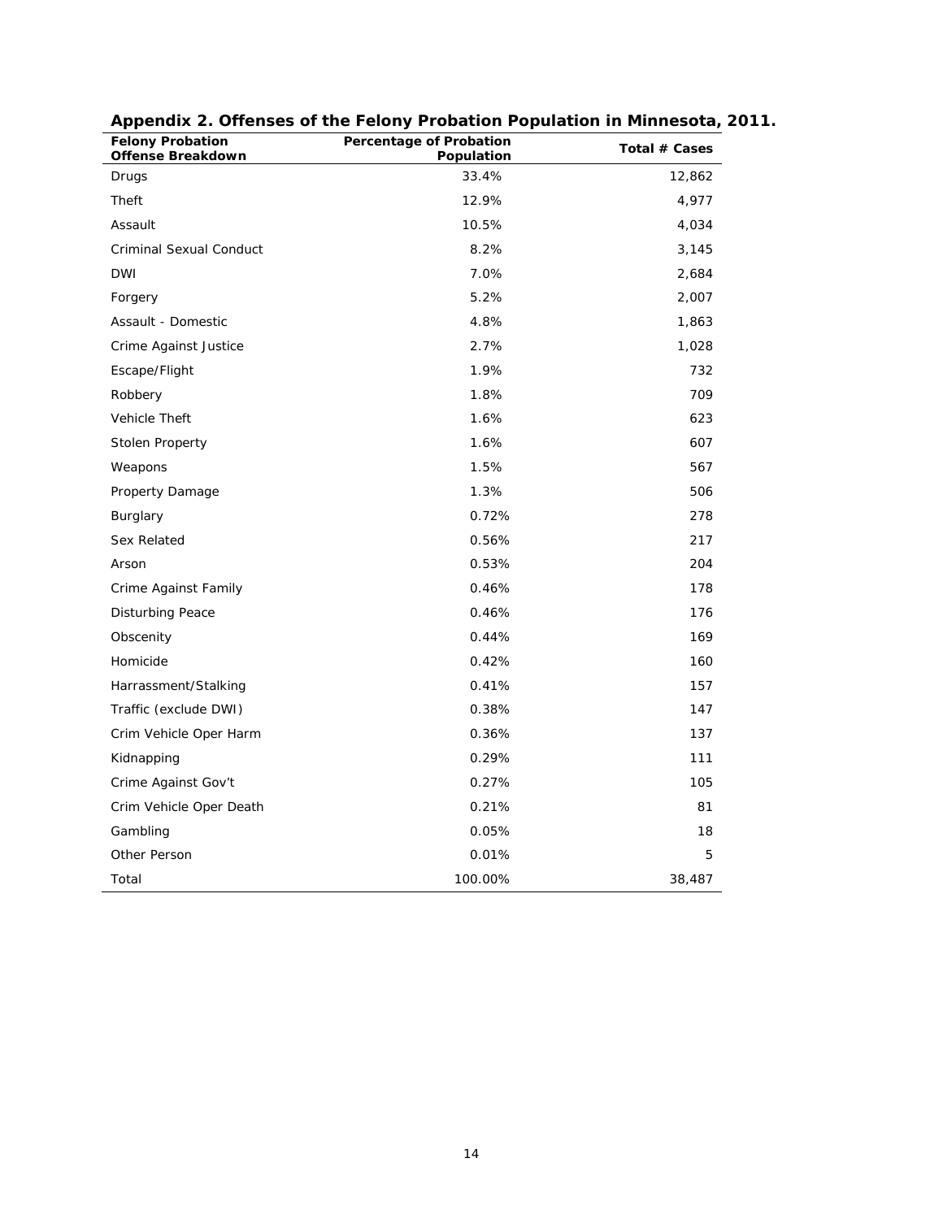**Appendix 2. Offenses of the Felony Probation Population in Minnesota, 2011.**

| Felony Probation Offense Breakdown | Percentage of Probation Population | Total # Cases |
|---|---|---|
| Drugs | 33.4% | 12,862 |
| Theft | 12.9% | 4,977 |
| Assault | 10.5% | 4,034 |
| Criminal Sexual Conduct | 8.2% | 3,145 |
| DWI | 7.0% | 2,684 |
| Forgery | 5.2% | 2,007 |
| Assault - Domestic | 4.8% | 1,863 |
| Crime Against Justice | 2.7% | 1,028 |
| Escape/Flight | 1.9% | 732 |
| Robbery | 1.8% | 709 |
| Vehicle Theft | 1.6% | 623 |
| Stolen Property | 1.6% | 607 |
| Weapons | 1.5% | 567 |
| Property Damage | 1.3% | 506 |
| Burglary | 0.72% | 278 |
| Sex Related | 0.56% | 217 |
| Arson | 0.53% | 204 |
| Crime Against Family | 0.46% | 178 |
| Disturbing Peace | 0.46% | 176 |
| Obscenity | 0.44% | 169 |
| Homicide | 0.42% | 160 |
| Harrassment/Stalking | 0.41% | 157 |
| Traffic (exclude DWI) | 0.38% | 147 |
| Crim Vehicle Oper Harm | 0.36% | 137 |
| Kidnapping | 0.29% | 111 |
| Crime Against Gov't | 0.27% | 105 |
| Crim Vehicle Oper Death | 0.21% | 81 |
| Gambling | 0.05% | 18 |
| Other Person | 0.01% | 5 |
| Total | 100.00% | 38,487 |